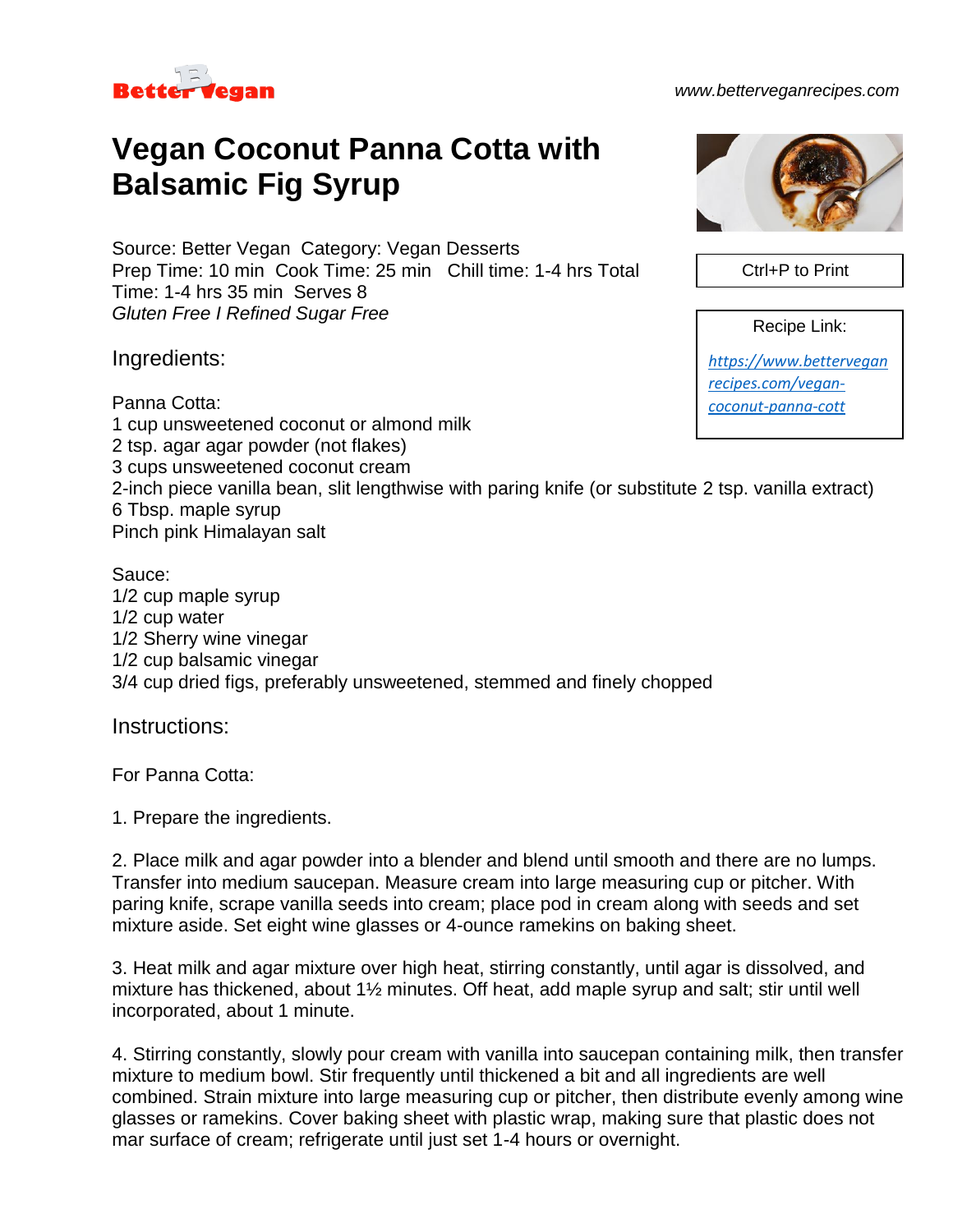Better Vegan

www.betterveganrecipes.com

# Vegan Coconut Panna Cotta with Balsamic Fig Syrup

Source: Better Vegan  Category: Vegan Desserts
Prep Time: 10 min  Cook Time: 25 min   Chill time: 1-4 hrs Total Time: 1-4 hrs 35 min  Serves 8
*Gluten Free I Refined Sugar Free*

Ctrl+P to Print

Recipe Link:
https://www.betterveganrecipes.com/vegan-coconut-panna-cott

## Ingredients:

Panna Cotta:
1 cup unsweetened coconut or almond milk
2 tsp. agar agar powder (not flakes)
3 cups unsweetened coconut cream
2-inch piece vanilla bean, slit lengthwise with paring knife (or substitute 2 tsp. vanilla extract)
6 Tbsp. maple syrup
Pinch pink Himalayan salt

Sauce:
1/2 cup maple syrup
1/2 cup water
1/2 Sherry wine vinegar
1/2 cup balsamic vinegar
3/4 cup dried figs, preferably unsweetened, stemmed and finely chopped

## Instructions:

For Panna Cotta:

1. Prepare the ingredients.

2. Place milk and agar powder into a blender and blend until smooth and there are no lumps. Transfer into medium saucepan. Measure cream into large measuring cup or pitcher. With paring knife, scrape vanilla seeds into cream; place pod in cream along with seeds and set mixture aside. Set eight wine glasses or 4-ounce ramekins on baking sheet.

3. Heat milk and agar mixture over high heat, stirring constantly, until agar is dissolved, and mixture has thickened, about 1½ minutes. Off heat, add maple syrup and salt; stir until well incorporated, about 1 minute.

4. Stirring constantly, slowly pour cream with vanilla into saucepan containing milk, then transfer mixture to medium bowl. Stir frequently until thickened a bit and all ingredients are well combined. Strain mixture into large measuring cup or pitcher, then distribute evenly among wine glasses or ramekins. Cover baking sheet with plastic wrap, making sure that plastic does not mar surface of cream; refrigerate until just set 1-4 hours or overnight.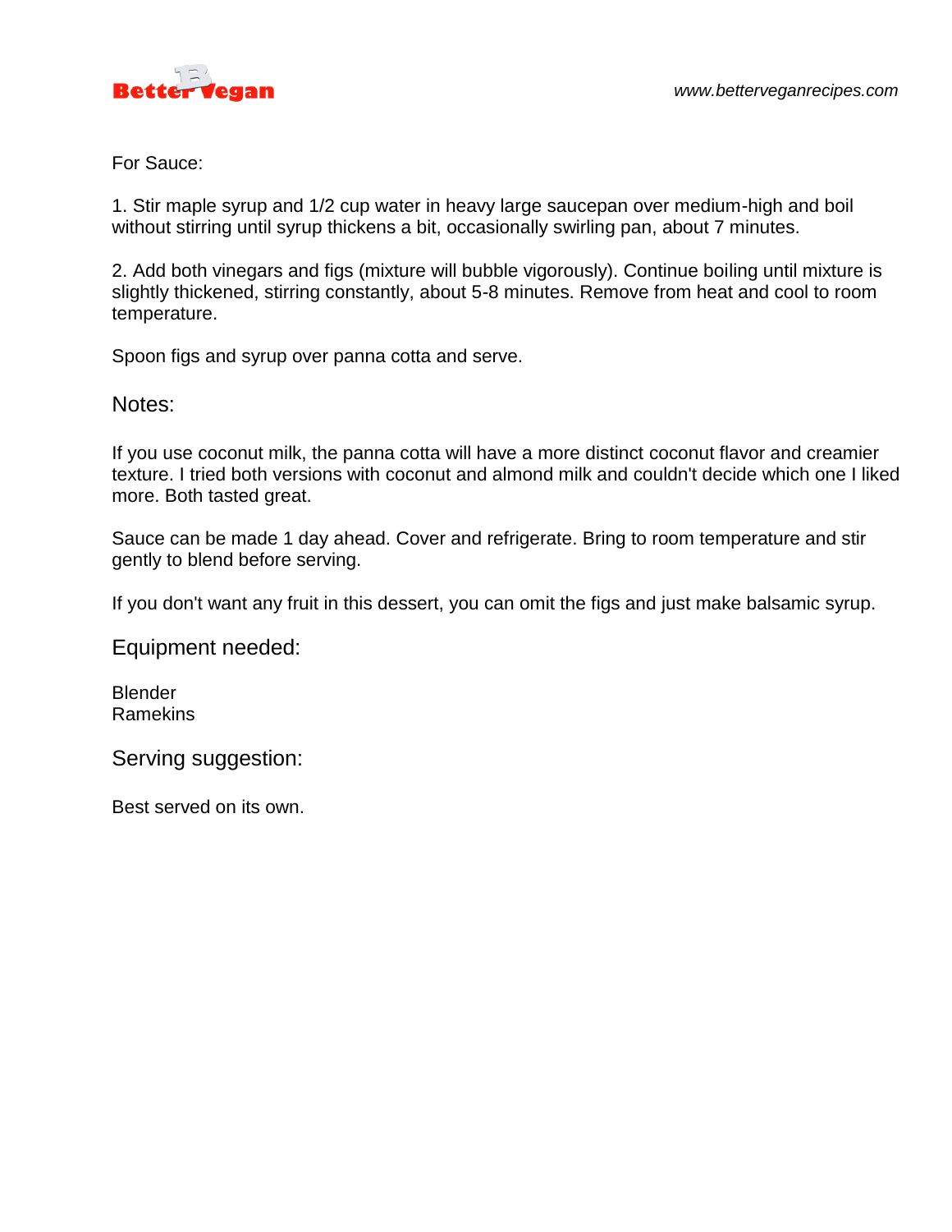For Sauce:

1. Stir maple syrup and 1/2 cup water in heavy large saucepan over medium-high and boil without stirring until syrup thickens a bit, occasionally swirling pan, about 7 minutes.

2. Add both vinegars and figs (mixture will bubble vigorously). Continue boiling until mixture is slightly thickened, stirring constantly, about 5-8 minutes. Remove from heat and cool to room temperature.

Spoon figs and syrup over panna cotta and serve.

## Notes:

If you use coconut milk, the panna cotta will have a more distinct coconut flavor and creamier texture. I tried both versions with coconut and almond milk and couldn't decide which one I liked more. Both tasted great.

Sauce can be made 1 day ahead. Cover and refrigerate. Bring to room temperature and stir gently to blend before serving.

If you don't want any fruit in this dessert, you can omit the figs and just make balsamic syrup.

## Equipment needed:

Blender
Ramekins

## Serving suggestion:

Best served on its own.